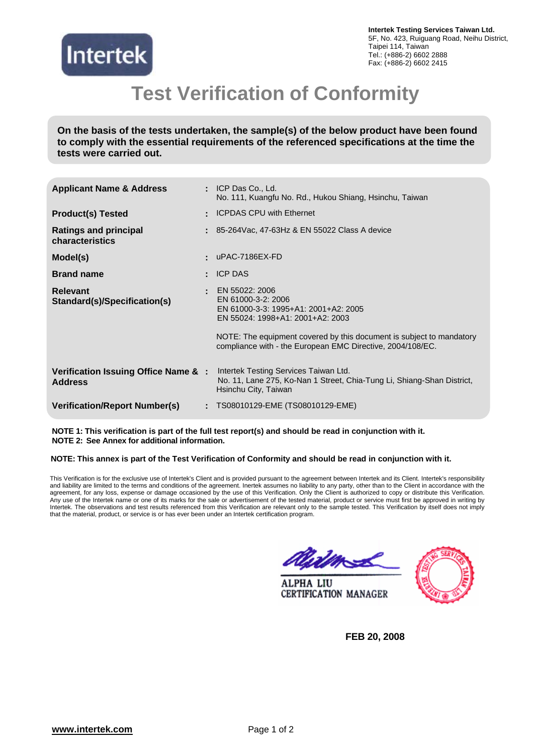Intertek

**Intertek Testing Services Taiwan Ltd.**
5F, No. 423, Ruiguang Road, Neihu District,
Taipei 114, Taiwan
Tel.: (+886-2) 6602 2888
Fax: (+886-2) 6602 2415

# Test Verification of Conformity

**On the basis of the tests undertaken, the sample(s) of the below product have been found to comply with the essential requirements of the referenced specifications at the time the tests were carried out.**

| | |
|---|---|
| **Applicant Name & Address** | ICP Das Co., Ld.<br>No. 111, Kuangfu No. Rd., Hukou Shiang, Hsinchu, Taiwan |
| **Product(s) Tested** | ICPDAS CPU with Ethernet |
| **Ratings and principal characteristics** | 85-264Vac, 47-63Hz & EN 55022 Class A device |
| **Model(s)** | uPAC-7186EX-FD |
| **Brand name** | ICP DAS |
| **Relevant Standard(s)/Specification(s)** | EN 55022: 2006<br>EN 61000-3-2: 2006<br>EN 61000-3-3: 1995+A1: 2001+A2: 2005<br>EN 55024: 1998+A1: 2001+A2: 2003<br><br>NOTE: The equipment covered by this document is subject to mandatory compliance with - the European EMC Directive, 2004/108/EC. |
| **Verification Issuing Office Name & Address** | Intertek Testing Services Taiwan Ltd.<br>No. 11, Lane 275, Ko-Nan 1 Street, Chia-Tung Li, Shiang-Shan District, Hsinchu City, Taiwan |
| **Verification/Report Number(s)** | TS08010129-EME (TS08010129-EME) |

**NOTE 1: This verification is part of the full test report(s) and should be read in conjunction with it.**
**NOTE 2: See Annex for additional information.**

**NOTE: This annex is part of the Test Verification of Conformity and should be read in conjunction with it.**

This Verification is for the exclusive use of Intertek's Client and is provided pursuant to the agreement between Intertek and its Client. Intertek's responsibility and liability are limited to the terms and conditions of the agreement. Inertek assumes no liability to any party, other than to the Client in accordance with the agreement, for any loss, expense or damage occasioned by the use of this Verification. Only the Client is authorized to copy or distribute this Verification. Any use of the Intertek name or one of its marks for the sale or advertisement of the tested material, product or service must first be approved in writing by Intertek. The observations and test results referenced from this Verification are relevant only to the sample tested. This Verification by itself does not imply that the material, product, or service is or has ever been under an Intertek certification program.

ALPHA LIU
CERTIFICATION MANAGER

**FEB 20, 2008**

www.intertek.com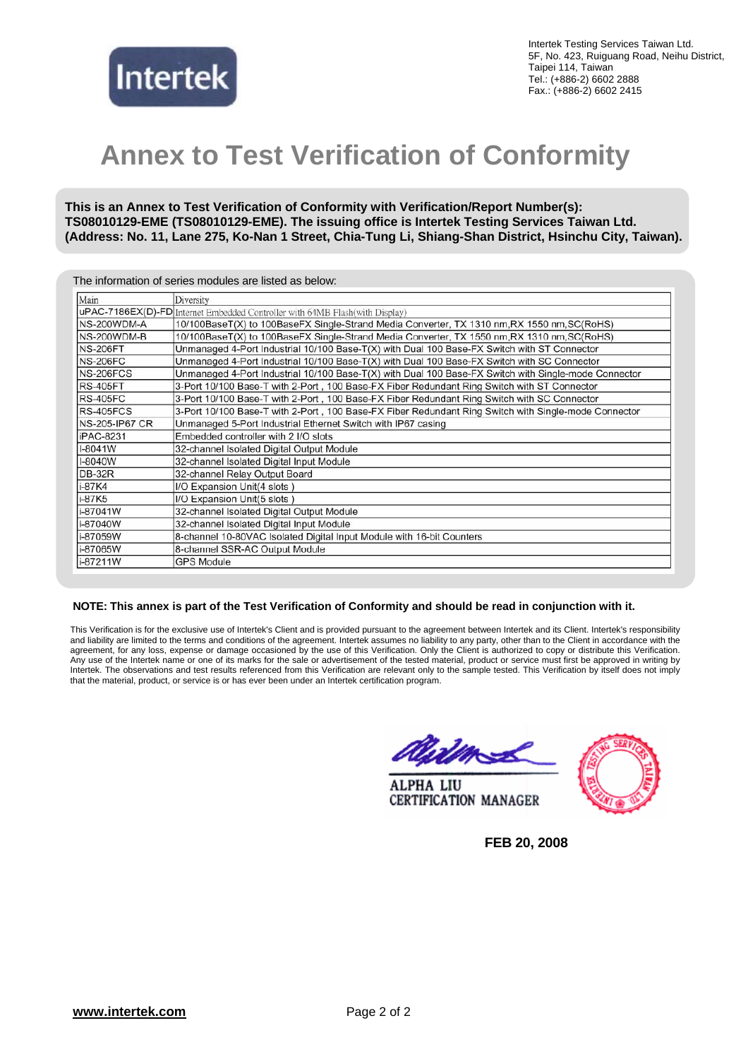Intertek

Intertek Testing Services Taiwan Ltd.
5F, No. 423, Ruiguang Road, Neihu District,
Taipei 114, Taiwan
Tel.: (+886-2) 6602 2888
Fax.: (+886-2) 6602 2415

# Annex to Test Verification of Conformity

**This is an Annex to Test Verification of Conformity with Verification/Report Number(s): TS08010129-EME (TS08010129-EME). The issuing office is Intertek Testing Services Taiwan Ltd. (Address: No. 11, Lane 275, Ko-Nan 1 Street, Chia-Tung Li, Shiang-Shan District, Hsinchu City, Taiwan).**

The information of series modules are listed as below:

| Main | Diversity |
|---|---|
| uPAC-7186EX(D)-FD | Internet Embedded Controller with 64MB Flash(with Display) |
| NS-200WDM-A | 10/100BaseT(X) to 100BaseFX Single-Strand Media Converter, TX 1310 nm,RX 1550 nm,SC(RoHS) |
| NS-200WDM-B | 10/100BaseT(X) to 100BaseFX Single-Strand Media Converter, TX 1550 nm,RX 1310 nm,SC(RoHS) |
| NS-206FT | Unmanaged 4-Port Industrial 10/100 Base-T(X) with Dual 100 Base-FX Switch with ST Connector |
| NS-206FC | Unmanaged 4-Port Industrial 10/100 Base-T(X) with Dual 100 Base-FX Switch with SC Connector |
| NS-206FCS | Unmanaged 4-Port Industrial 10/100 Base-T(X) with Dual 100 Base-FX Switch with Single-mode Connector |
| RS-405FT | 3-Port 10/100 Base-T with 2-Port , 100 Base-FX Fiber Redundant Ring Switch with ST Connector |
| RS-405FC | 3-Port 10/100 Base-T with 2-Port , 100 Base-FX Fiber Redundant Ring Switch with SC Connector |
| RS-405FCS | 3-Port 10/100 Base-T with 2-Port , 100 Base-FX Fiber Redundant Ring Switch with Single-mode Connector |
| NS-205-IP67 CR | Unmanaged 5-Port Industrial Ethernet Switch with IP67 casing |
| iPAC-8231 | Embedded controller with 2 I/O slots |
| I-8041W | 32-channel Isolated Digital Output Module |
| I-8040W | 32-channel Isolated Digital Input Module |
| DB-32R | 32-channel Relay Output Board |
| I-87K4 | I/O Expansion Unit(4 slots ) |
| i-87K5 | I/O Expansion Unit(5 slots ) |
| i-87041W | 32-channel Isolated Digital Output Module |
| i-87040W | 32-channel Isolated Digital Input Module |
| i-87059W | 8-channel 10-80VAC Isolated Digital Input Module with 16-bit Counters |
| i-87065W | 8-channel SSR-AC Output Module |
| i-87211W | GPS Module |

**NOTE: This annex is part of the Test Verification of Conformity and should be read in conjunction with it.**

This Verification is for the exclusive use of Intertek's Client and is provided pursuant to the agreement between Intertek and its Client. Intertek's responsibility and liability are limited to the terms and conditions of the agreement. Intertek assumes no liability to any party, other than to the Client in accordance with the agreement, for any loss, expense or damage occasioned by the use of this Verification. Only the Client is authorized to copy or distribute this Verification. Any use of the Intertek name or one of its marks for the sale or advertisement of the tested material, product or service must first be approved in writing by Intertek. The observations and test results referenced from this Verification are relevant only to the sample tested. This Verification by itself does not imply that the material, product, or service is or has ever been under an Intertek certification program.

ALPHA LIU
CERTIFICATION MANAGER

**FEB 20, 2008**

www.intertek.com